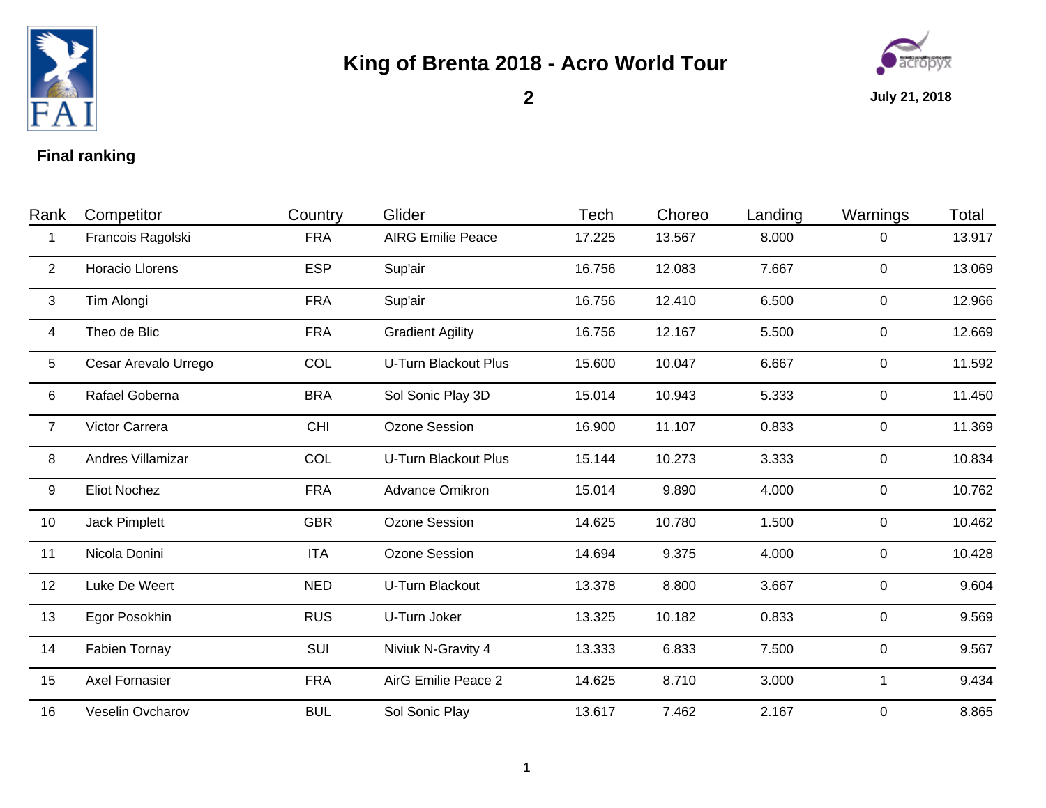# King of Brenta 2018 - Acro World Tour

**2**

**July 21, 2018**

## Final ranking

| Rank | Competitor | Country | Glider | Tech | Choreo | Landing | Warnings | Total |
|---|---|---|---|---|---|---|---|---|
| 1 | Francois Ragolski | FRA | AIRG Emilie Peace | 17.225 | 13.567 | 8.000 | 0 | 13.917 |
| 2 | Horacio Llorens | ESP | Sup'air | 16.756 | 12.083 | 7.667 | 0 | 13.069 |
| 3 | Tim Alongi | FRA | Sup'air | 16.756 | 12.410 | 6.500 | 0 | 12.966 |
| 4 | Theo de Blic | FRA | Gradient Agility | 16.756 | 12.167 | 5.500 | 0 | 12.669 |
| 5 | Cesar Arevalo Urrego | COL | U-Turn Blackout Plus | 15.600 | 10.047 | 6.667 | 0 | 11.592 |
| 6 | Rafael Goberna | BRA | Sol Sonic Play 3D | 15.014 | 10.943 | 5.333 | 0 | 11.450 |
| 7 | Victor Carrera | CHI | Ozone Session | 16.900 | 11.107 | 0.833 | 0 | 11.369 |
| 8 | Andres Villamizar | COL | U-Turn Blackout Plus | 15.144 | 10.273 | 3.333 | 0 | 10.834 |
| 9 | Eliot Nochez | FRA | Advance Omikron | 15.014 | 9.890 | 4.000 | 0 | 10.762 |
| 10 | Jack Pimplett | GBR | Ozone Session | 14.625 | 10.780 | 1.500 | 0 | 10.462 |
| 11 | Nicola Donini | ITA | Ozone Session | 14.694 | 9.375 | 4.000 | 0 | 10.428 |
| 12 | Luke De Weert | NED | U-Turn Blackout | 13.378 | 8.800 | 3.667 | 0 | 9.604 |
| 13 | Egor Posokhin | RUS | U-Turn Joker | 13.325 | 10.182 | 0.833 | 0 | 9.569 |
| 14 | Fabien Tornay | SUI | Niviuk N-Gravity 4 | 13.333 | 6.833 | 7.500 | 0 | 9.567 |
| 15 | Axel Fornasier | FRA | AirG Emilie Peace 2 | 14.625 | 8.710 | 3.000 | 1 | 9.434 |
| 16 | Veselin Ovcharov | BUL | Sol Sonic Play | 13.617 | 7.462 | 2.167 | 0 | 8.865 |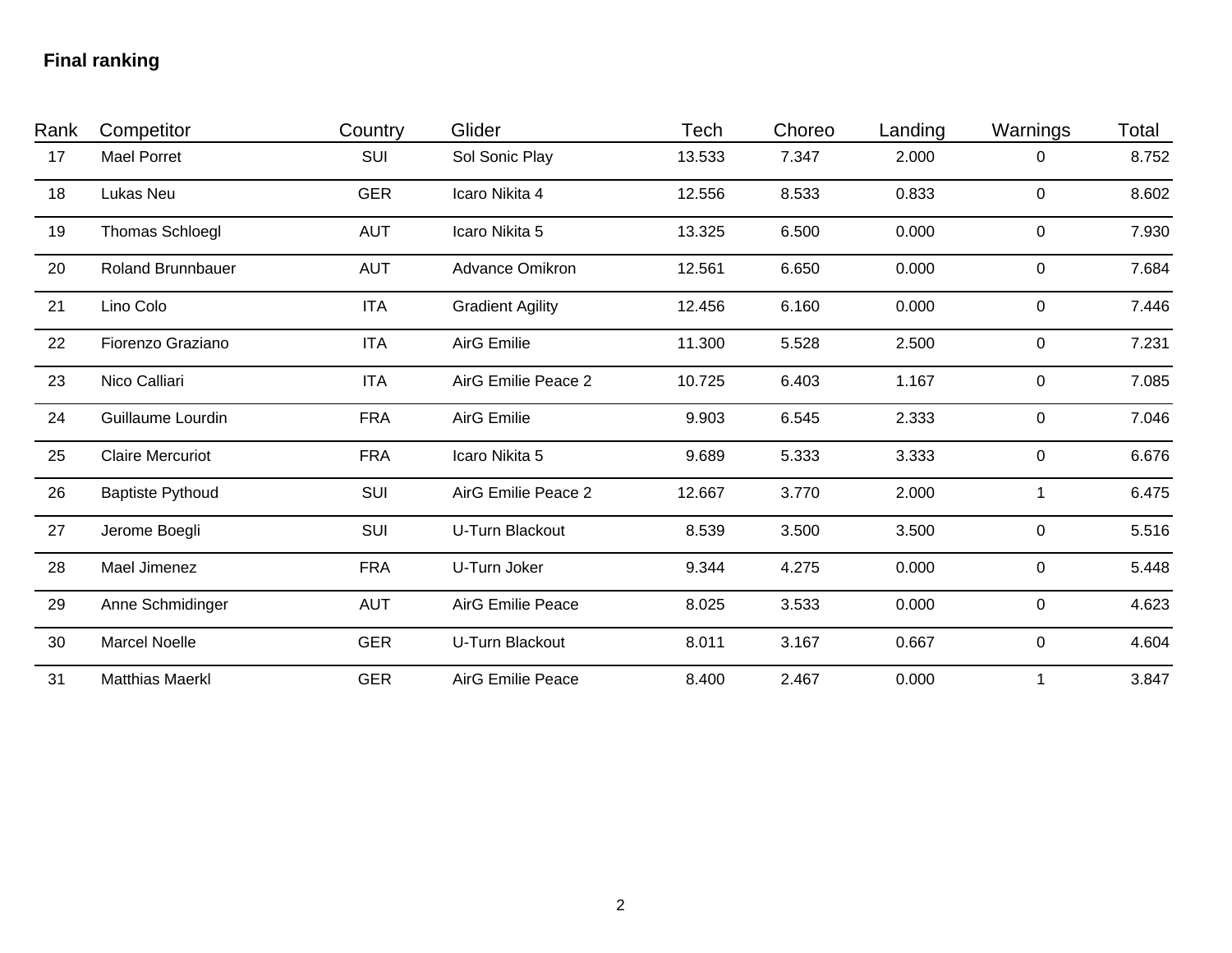**Final ranking**

| Rank | Competitor | Country | Glider | Tech | Choreo | Landing | Warnings | Total |
|---|---|---|---|---|---|---|---|---|
| 17 | Mael Porret | SUI | Sol Sonic Play | 13.533 | 7.347 | 2.000 | 0 | 8.752 |
| 18 | Lukas Neu | GER | Icaro Nikita 4 | 12.556 | 8.533 | 0.833 | 0 | 8.602 |
| 19 | Thomas Schloegl | AUT | Icaro Nikita 5 | 13.325 | 6.500 | 0.000 | 0 | 7.930 |
| 20 | Roland Brunnbauer | AUT | Advance Omikron | 12.561 | 6.650 | 0.000 | 0 | 7.684 |
| 21 | Lino Colo | ITA | Gradient Agility | 12.456 | 6.160 | 0.000 | 0 | 7.446 |
| 22 | Fiorenzo Graziano | ITA | AirG Emilie | 11.300 | 5.528 | 2.500 | 0 | 7.231 |
| 23 | Nico Calliari | ITA | AirG Emilie Peace 2 | 10.725 | 6.403 | 1.167 | 0 | 7.085 |
| 24 | Guillaume Lourdin | FRA | AirG Emilie | 9.903 | 6.545 | 2.333 | 0 | 7.046 |
| 25 | Claire Mercuriot | FRA | Icaro Nikita 5 | 9.689 | 5.333 | 3.333 | 0 | 6.676 |
| 26 | Baptiste Pythoud | SUI | AirG Emilie Peace 2 | 12.667 | 3.770 | 2.000 | 1 | 6.475 |
| 27 | Jerome Boegli | SUI | U-Turn Blackout | 8.539 | 3.500 | 3.500 | 0 | 5.516 |
| 28 | Mael Jimenez | FRA | U-Turn Joker | 9.344 | 4.275 | 0.000 | 0 | 5.448 |
| 29 | Anne Schmidinger | AUT | AirG Emilie Peace | 8.025 | 3.533 | 0.000 | 0 | 4.623 |
| 30 | Marcel Noelle | GER | U-Turn Blackout | 8.011 | 3.167 | 0.667 | 0 | 4.604 |
| 31 | Matthias Maerkl | GER | AirG Emilie Peace | 8.400 | 2.467 | 0.000 | 1 | 3.847 |